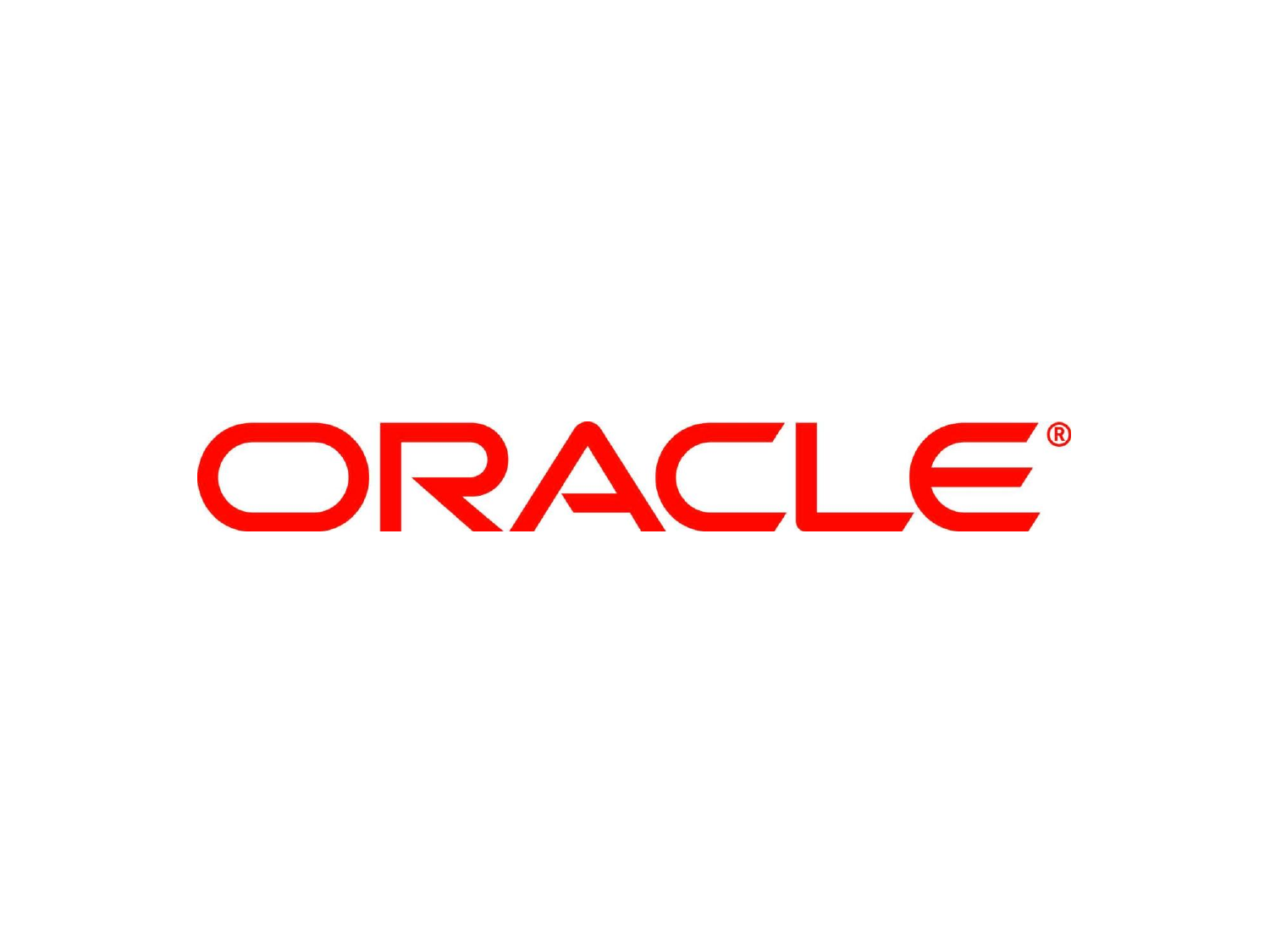ORACLE®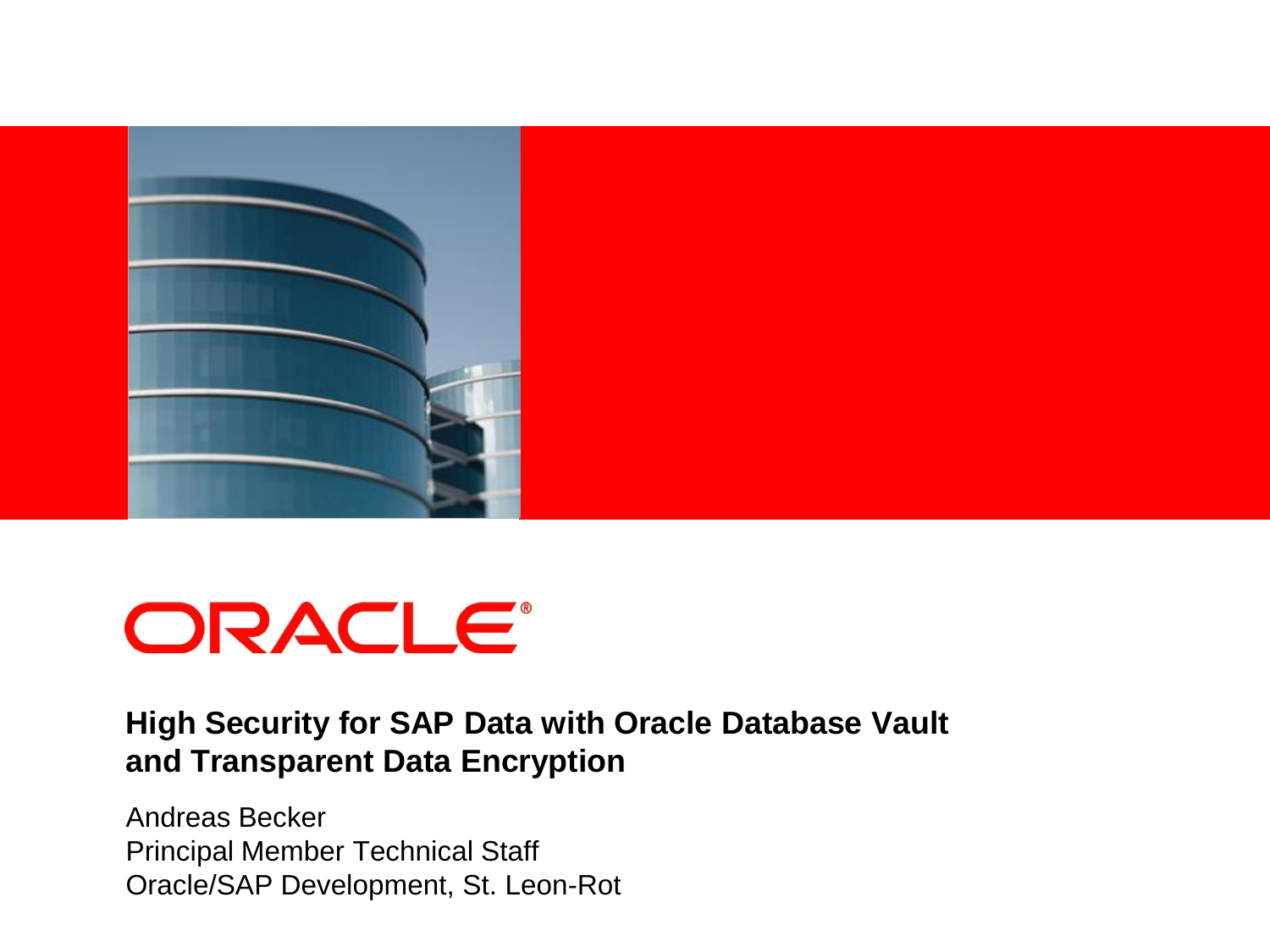# High Security for SAP Data with Oracle Database Vault and Transparent Data Encryption

Andreas Becker
Principal Member Technical Staff
Oracle/SAP Development, St. Leon-Rot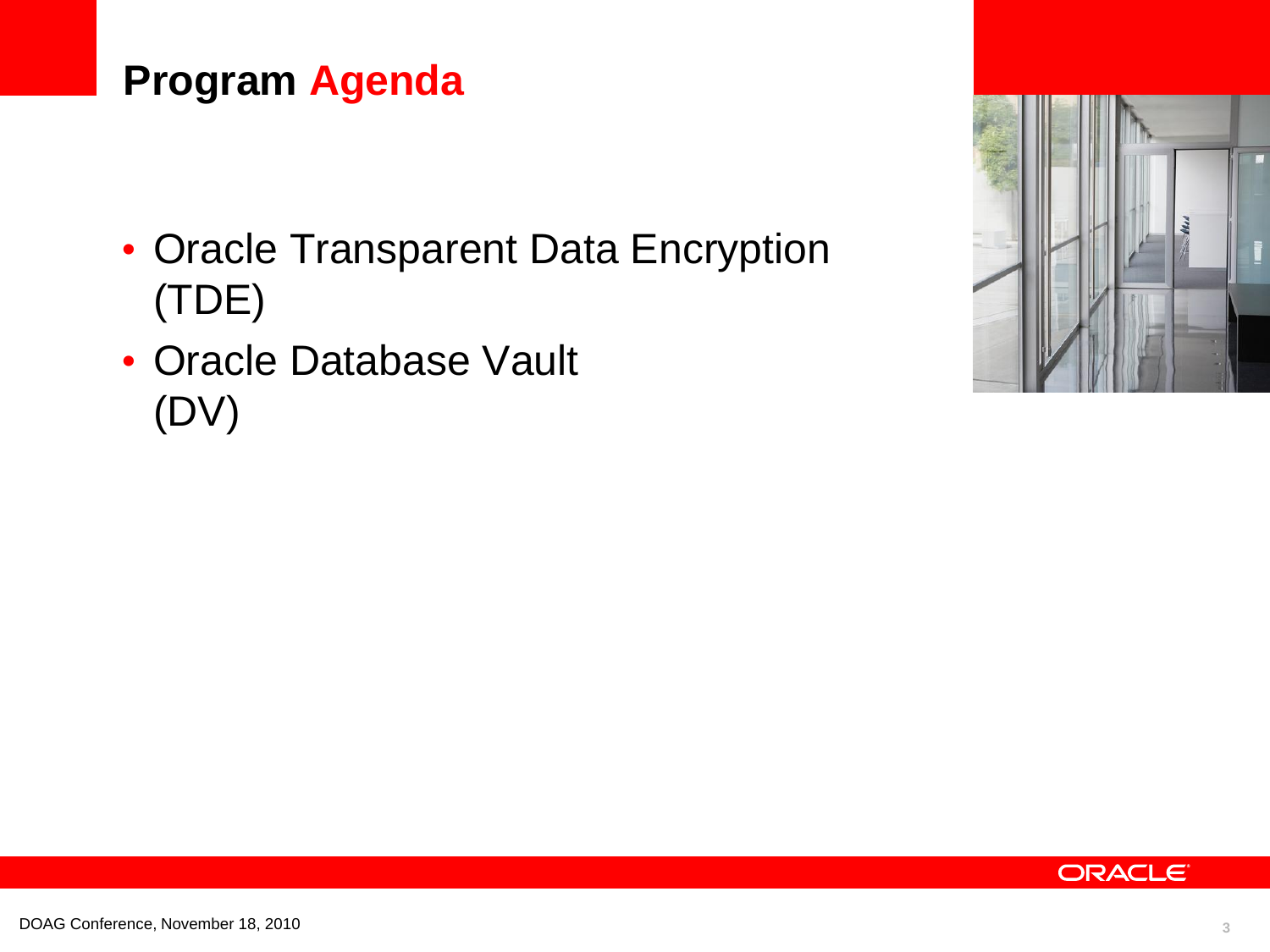# Program Agenda

- Oracle Transparent Data Encryption (TDE)
- Oracle Database Vault (DV)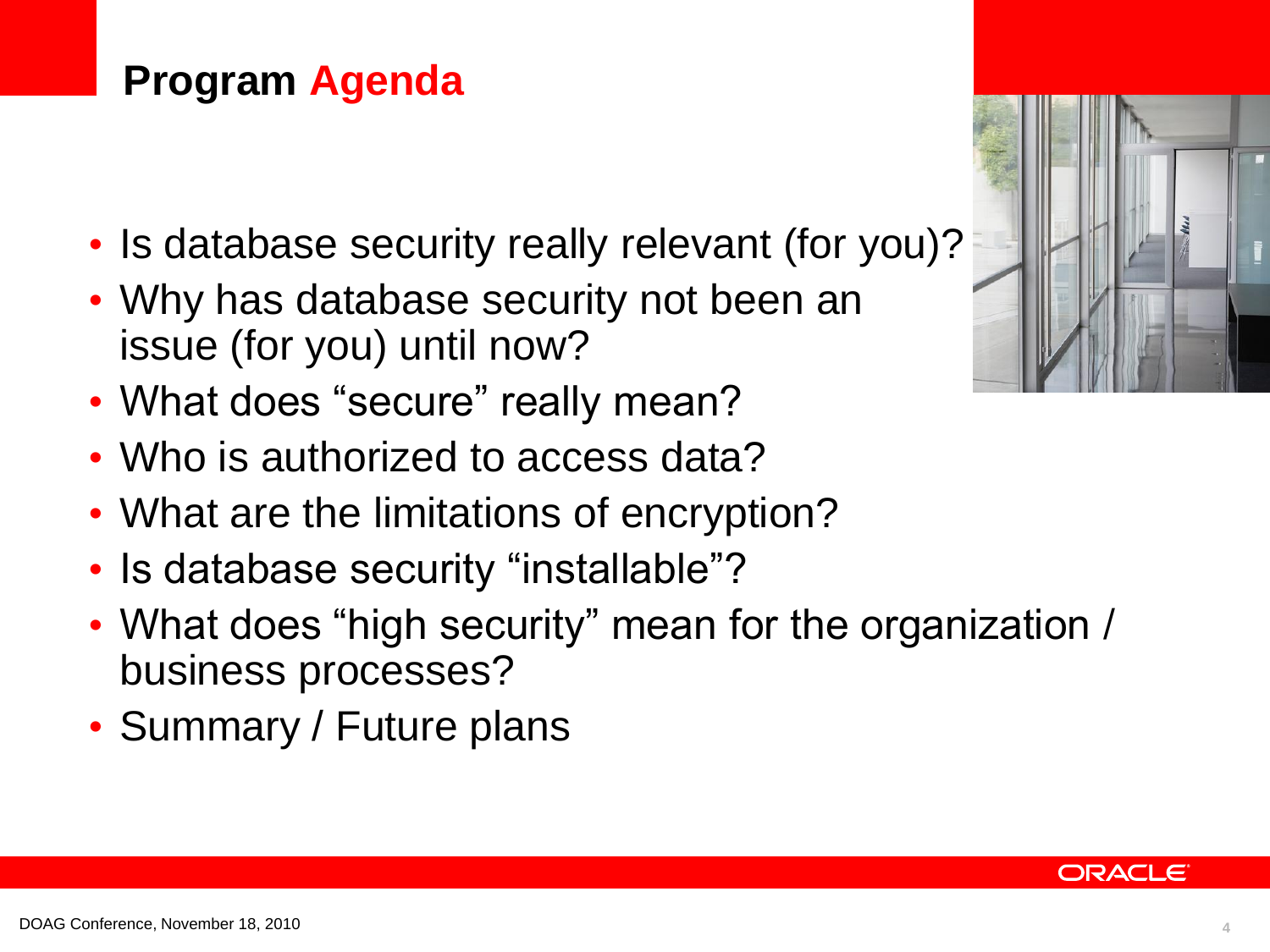# Program Agenda

- Is database security really relevant (for you)?
- Why has database security not been an issue (for you) until now?
- What does “secure” really mean?
- Who is authorized to access data?
- What are the limitations of encryption?
- Is database security “installable”?
- What does “high security” mean for the organization / business processes?
- Summary / Future plans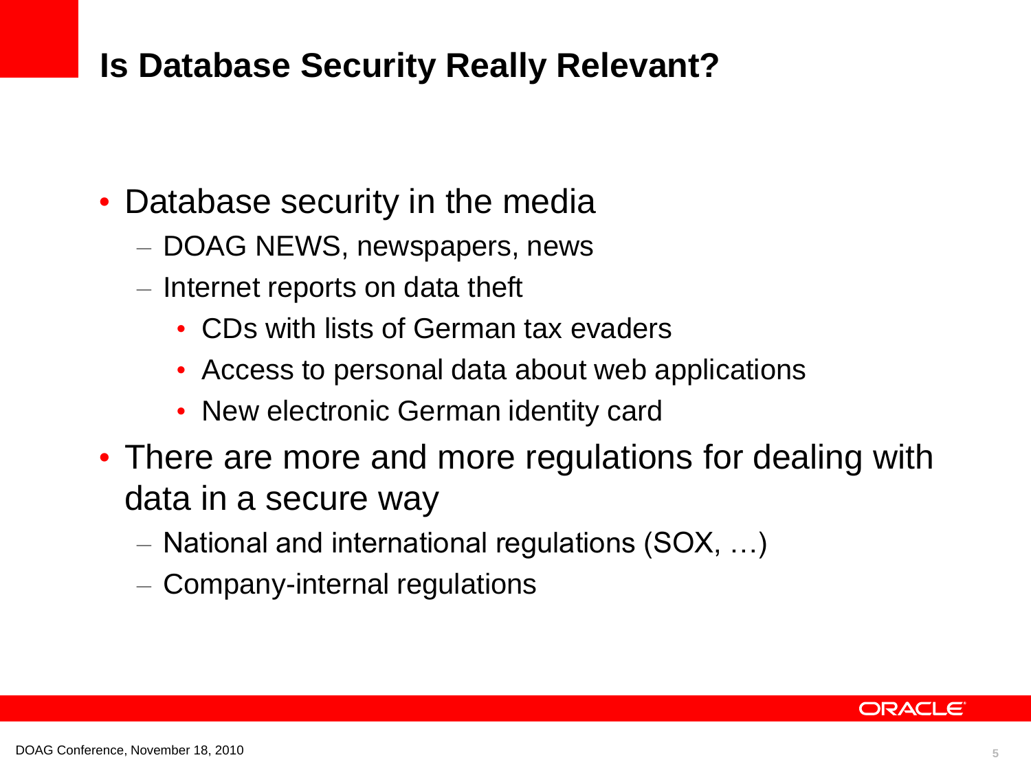# Is Database Security Really Relevant?

- Database security in the media
  - DOAG NEWS, newspapers, news
  - Internet reports on data theft
    - CDs with lists of German tax evaders
    - Access to personal data about web applications
    - New electronic German identity card
- There are more and more regulations for dealing with data in a secure way
  - National and international regulations (SOX, …)
  - Company-internal regulations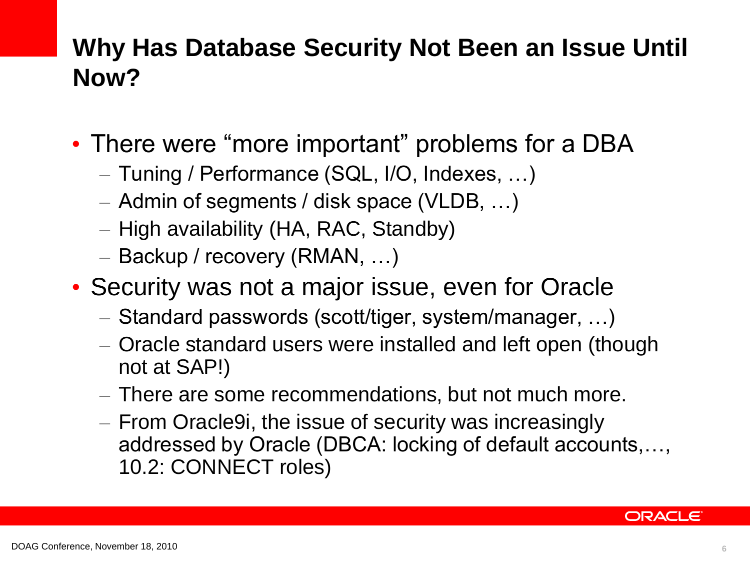## Why Has Database Security Not Been an Issue Until Now?

- There were "more important" problems for a DBA
  - Tuning / Performance (SQL, I/O, Indexes, …)
  - Admin of segments / disk space (VLDB, …)
  - High availability (HA, RAC, Standby)
  - Backup / recovery (RMAN, …)
- Security was not a major issue, even for Oracle
  - Standard passwords (scott/tiger, system/manager, …)
  - Oracle standard users were installed and left open (though not at SAP!)
  - There are some recommendations, but not much more.
  - From Oracle9i, the issue of security was increasingly addressed by Oracle (DBCA: locking of default accounts,…, 10.2: CONNECT roles)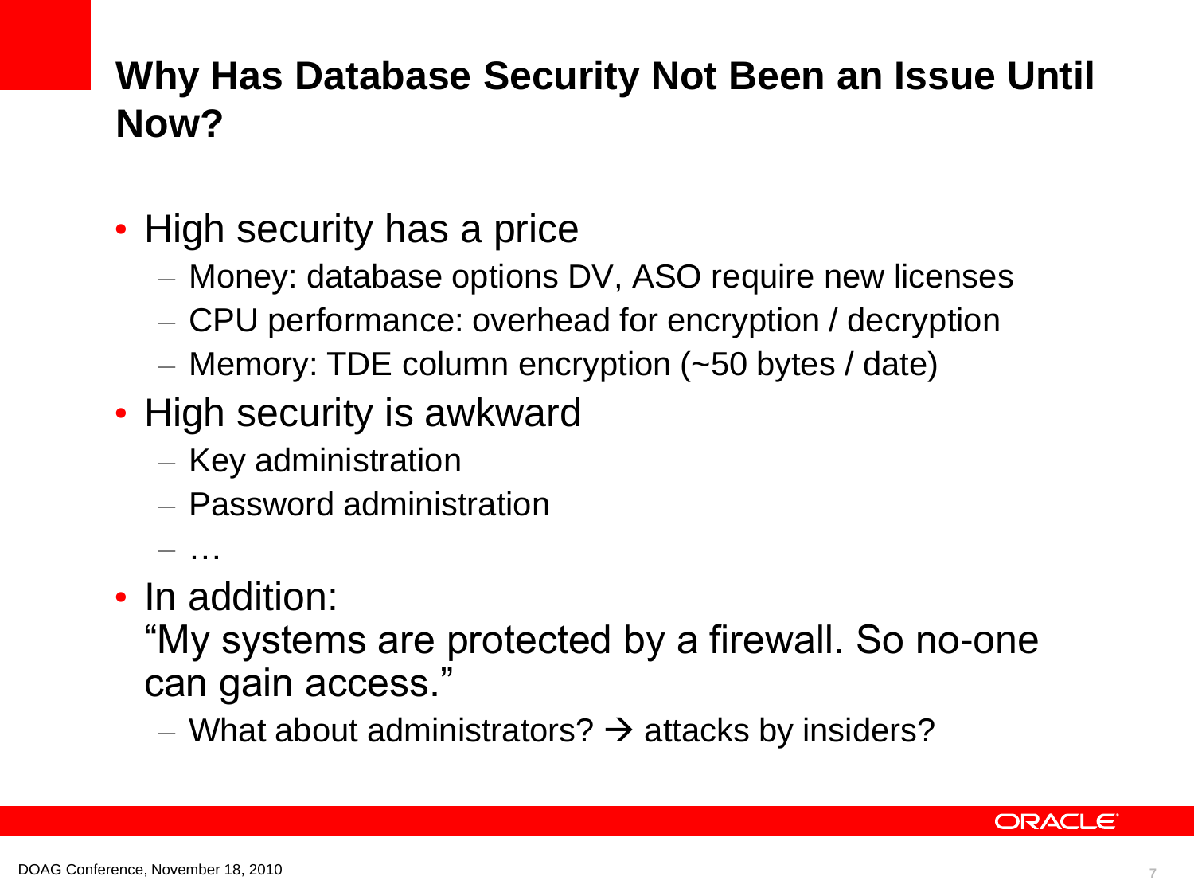# Why Has Database Security Not Been an Issue Until Now?

- High security has a price
  - Money: database options DV, ASO require new licenses
  - CPU performance: overhead for encryption / decryption
  - Memory: TDE column encryption (~50 bytes / date)
- High security is awkward
  - Key administration
  - Password administration
  - …
- In addition:
  "My systems are protected by a firewall. So no-one can gain access."
  - What about administrators? → attacks by insiders?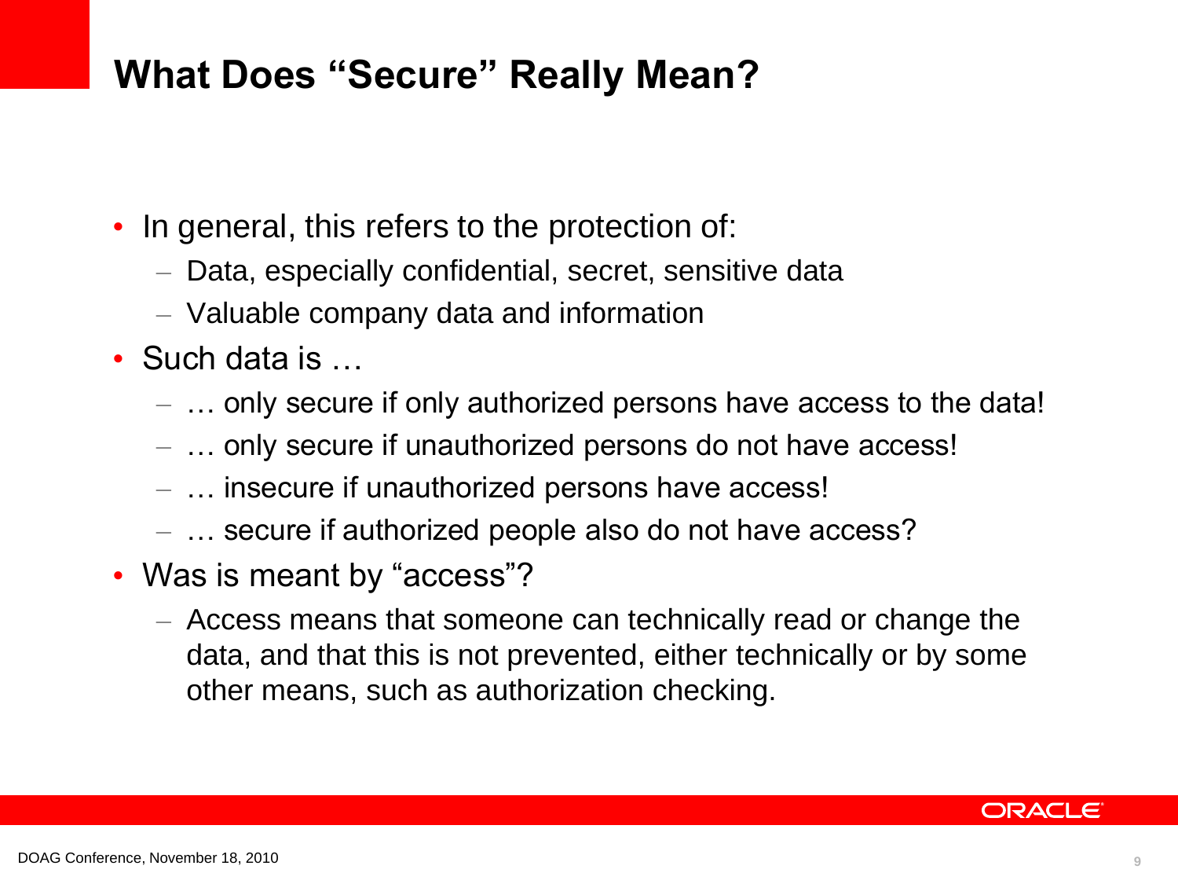# What Does "Secure" Really Mean?

- In general, this refers to the protection of:
  - Data, especially confidential, secret, sensitive data
  - Valuable company data and information
- Such data is …
  - … only secure if only authorized persons have access to the data!
  - … only secure if unauthorized persons do not have access!
  - … insecure if unauthorized persons have access!
  - … secure if authorized people also do not have access?
- Was is meant by "access"?
  - Access means that someone can technically read or change the data, and that this is not prevented, either technically or by some other means, such as authorization checking.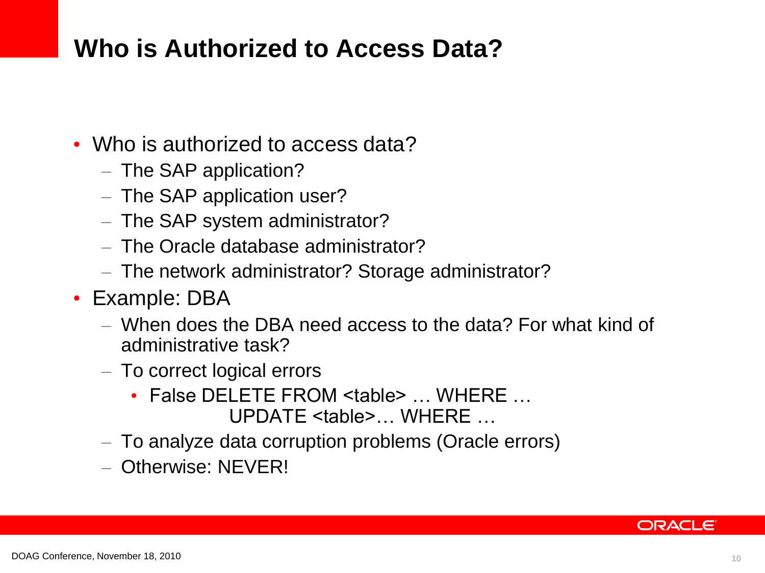# Who is Authorized to Access Data?

- Who is authorized to access data?
  - The SAP application?
  - The SAP application user?
  - The SAP system administrator?
  - The Oracle database administrator?
  - The network administrator? Storage administrator?
- Example: DBA
  - When does the DBA need access to the data? For what kind of administrative task?
  - To correct logical errors
    - False DELETE FROM <table> … WHERE …
      UPDATE <table>… WHERE …
  - To analyze data corruption problems (Oracle errors)
  - Otherwise: NEVER!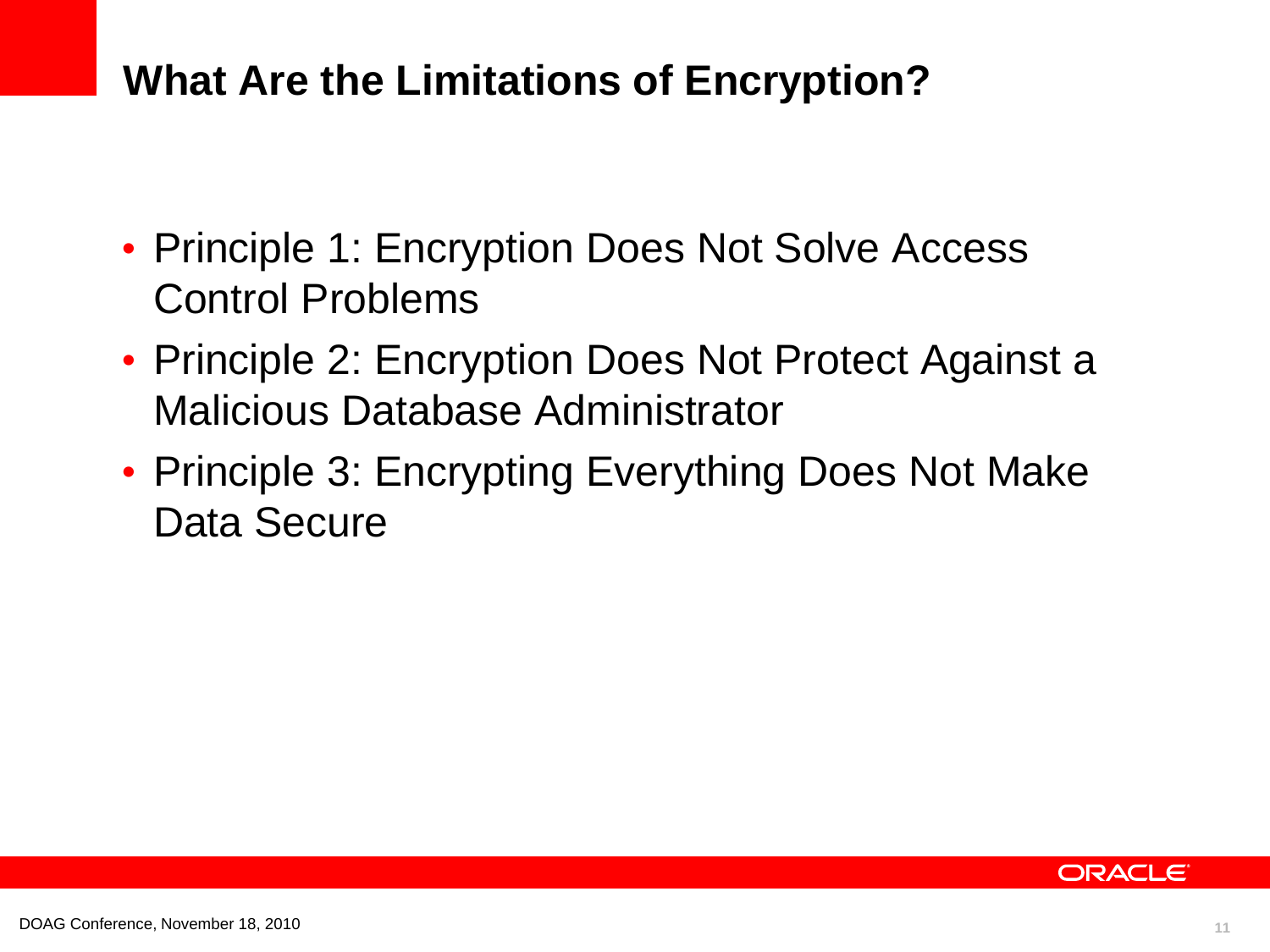# What Are the Limitations of Encryption?

- Principle 1: Encryption Does Not Solve Access Control Problems
- Principle 2: Encryption Does Not Protect Against a Malicious Database Administrator
- Principle 3: Encrypting Everything Does Not Make Data Secure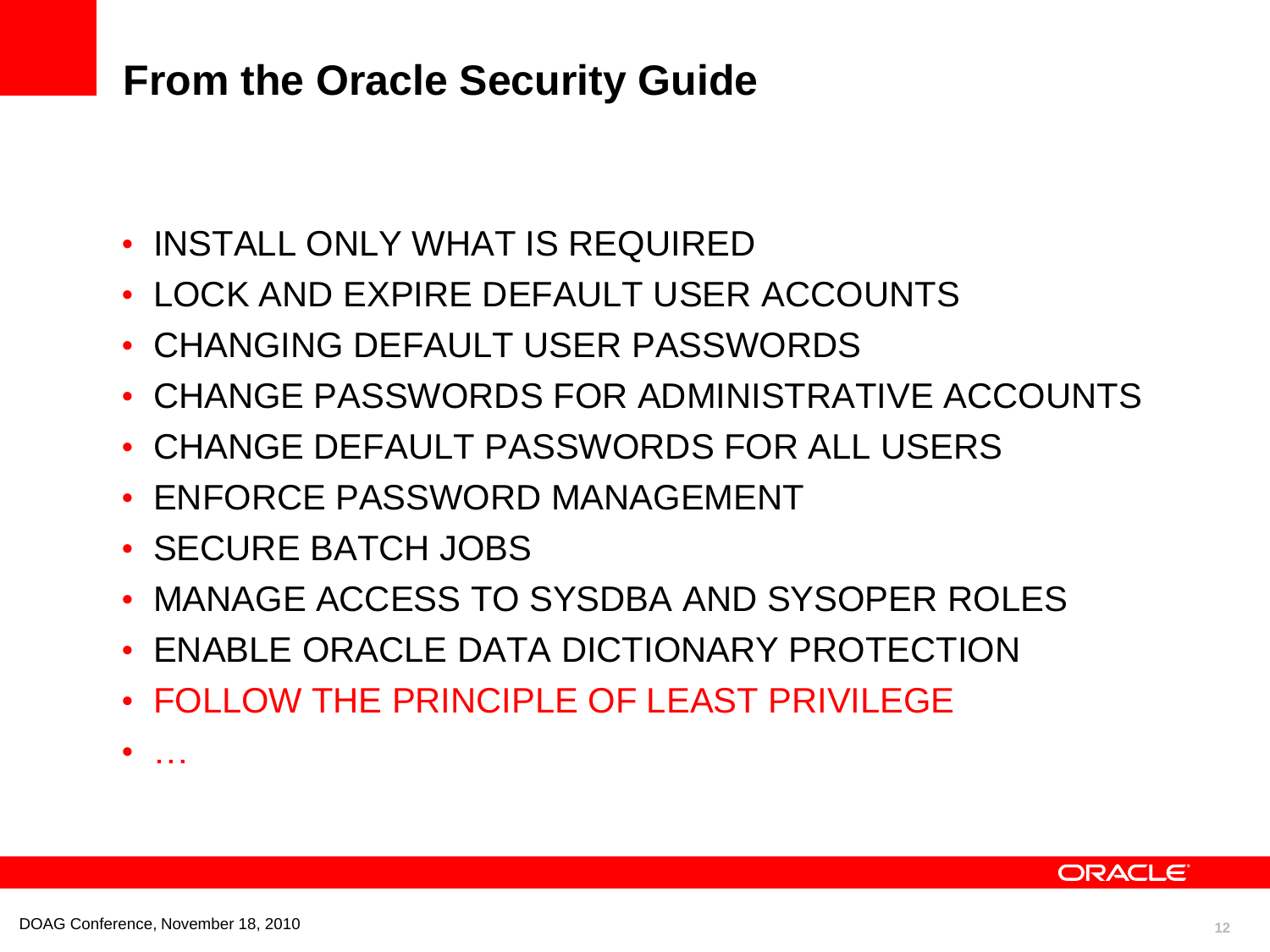# From the Oracle Security Guide

- INSTALL ONLY WHAT IS REQUIRED
- LOCK AND EXPIRE DEFAULT USER ACCOUNTS
- CHANGING DEFAULT USER PASSWORDS
- CHANGE PASSWORDS FOR ADMINISTRATIVE ACCOUNTS
- CHANGE DEFAULT PASSWORDS FOR ALL USERS
- ENFORCE PASSWORD MANAGEMENT
- SECURE BATCH JOBS
- MANAGE ACCESS TO SYSDBA AND SYSOPER ROLES
- ENABLE ORACLE DATA DICTIONARY PROTECTION
- FOLLOW THE PRINCIPLE OF LEAST PRIVILEGE
- …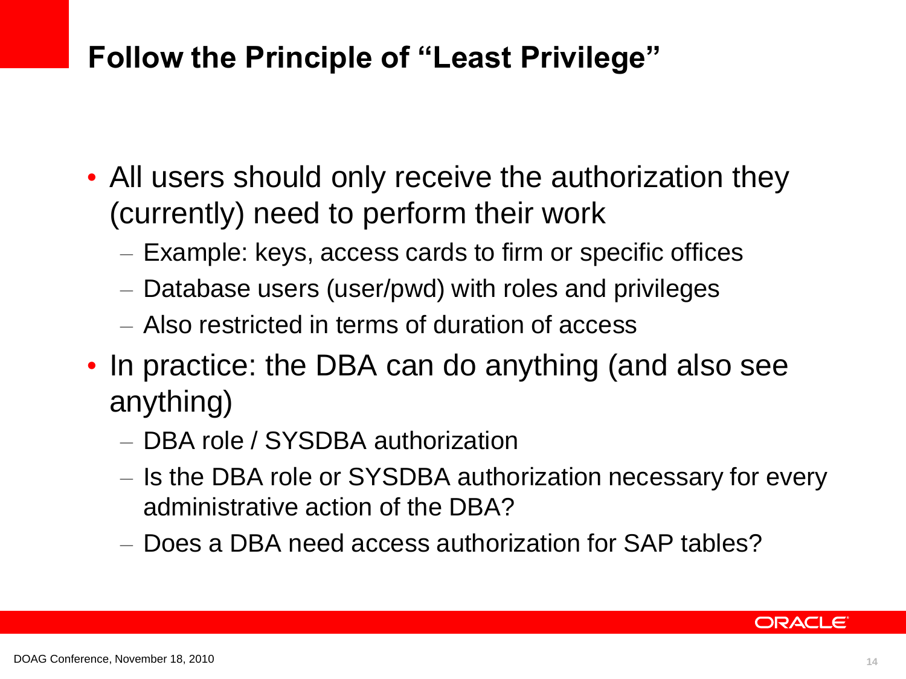# Follow the Principle of "Least Privilege"

- All users should only receive the authorization they (currently) need to perform their work
  - Example: keys, access cards to firm or specific offices
  - Database users (user/pwd) with roles and privileges
  - Also restricted in terms of duration of access
- In practice: the DBA can do anything (and also see anything)
  - DBA role / SYSDBA authorization
  - Is the DBA role or SYSDBA authorization necessary for every administrative action of the DBA?
  - Does a DBA need access authorization for SAP tables?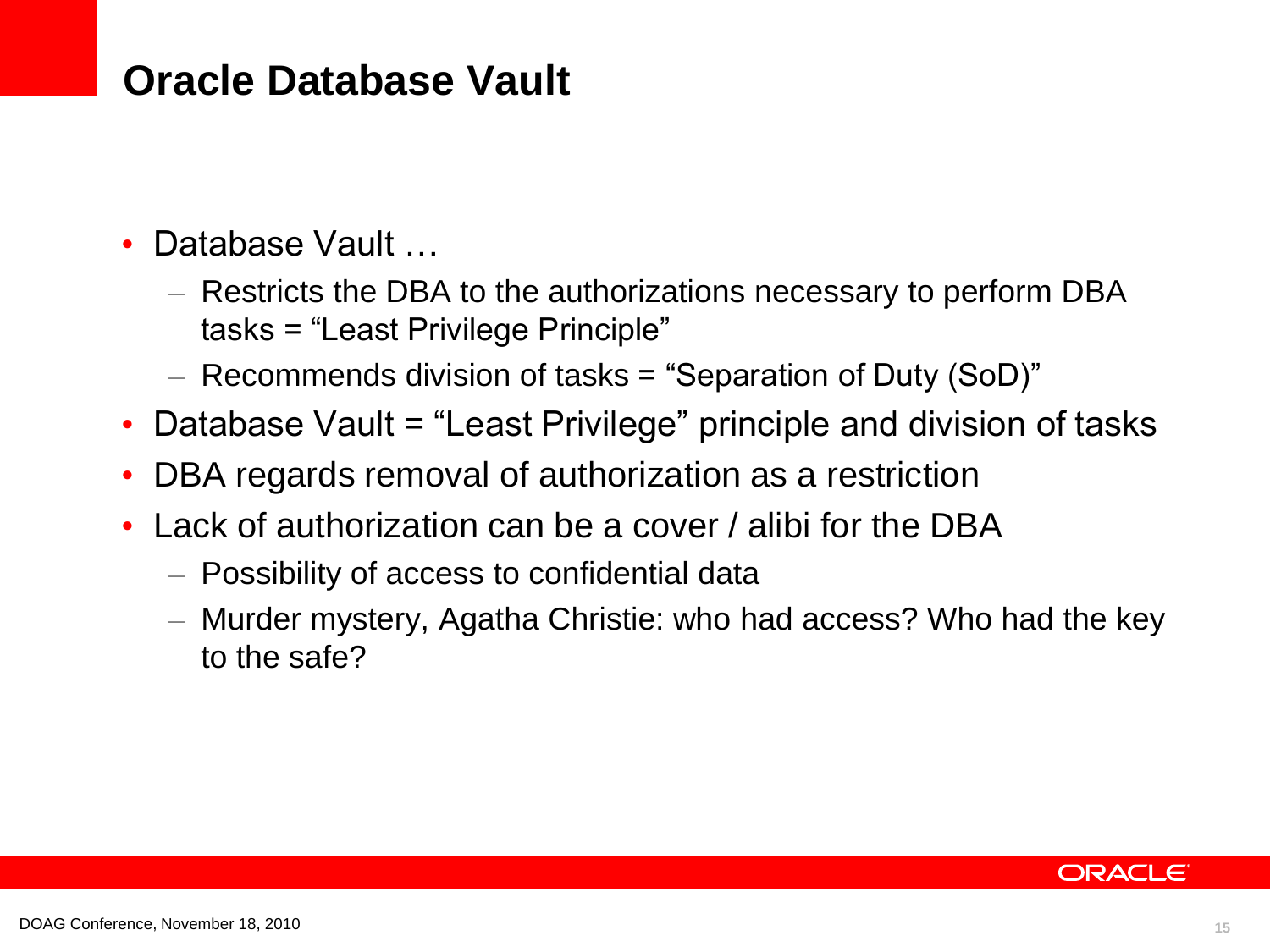# Oracle Database Vault

- Database Vault …
  - Restricts the DBA to the authorizations necessary to perform DBA tasks = “Least Privilege Principle”
  - Recommends division of tasks = “Separation of Duty (SoD)”
- Database Vault = “Least Privilege” principle and division of tasks
- DBA regards removal of authorization as a restriction
- Lack of authorization can be a cover / alibi for the DBA
  - Possibility of access to confidential data
  - Murder mystery, Agatha Christie: who had access? Who had the key to the safe?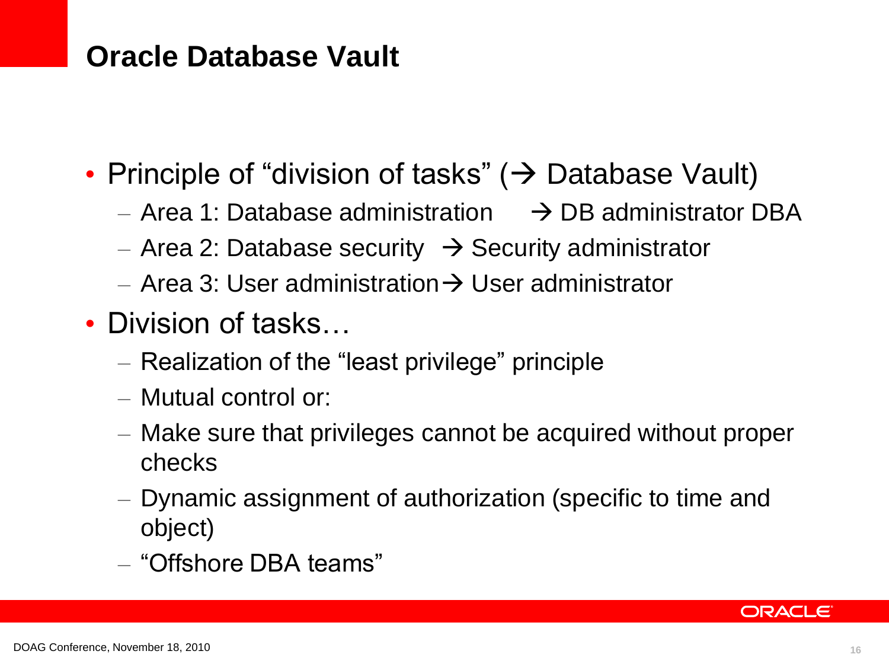# Oracle Database Vault

- Principle of "division of tasks" (→ Database Vault)
  - Area 1: Database administration → DB administrator DBA
  - Area 2: Database security → Security administrator
  - Area 3: User administration → User administrator
- Division of tasks…
  - Realization of the "least privilege" principle
  - Mutual control or:
  - Make sure that privileges cannot be acquired without proper checks
  - Dynamic assignment of authorization (specific to time and object)
  - "Offshore DBA teams"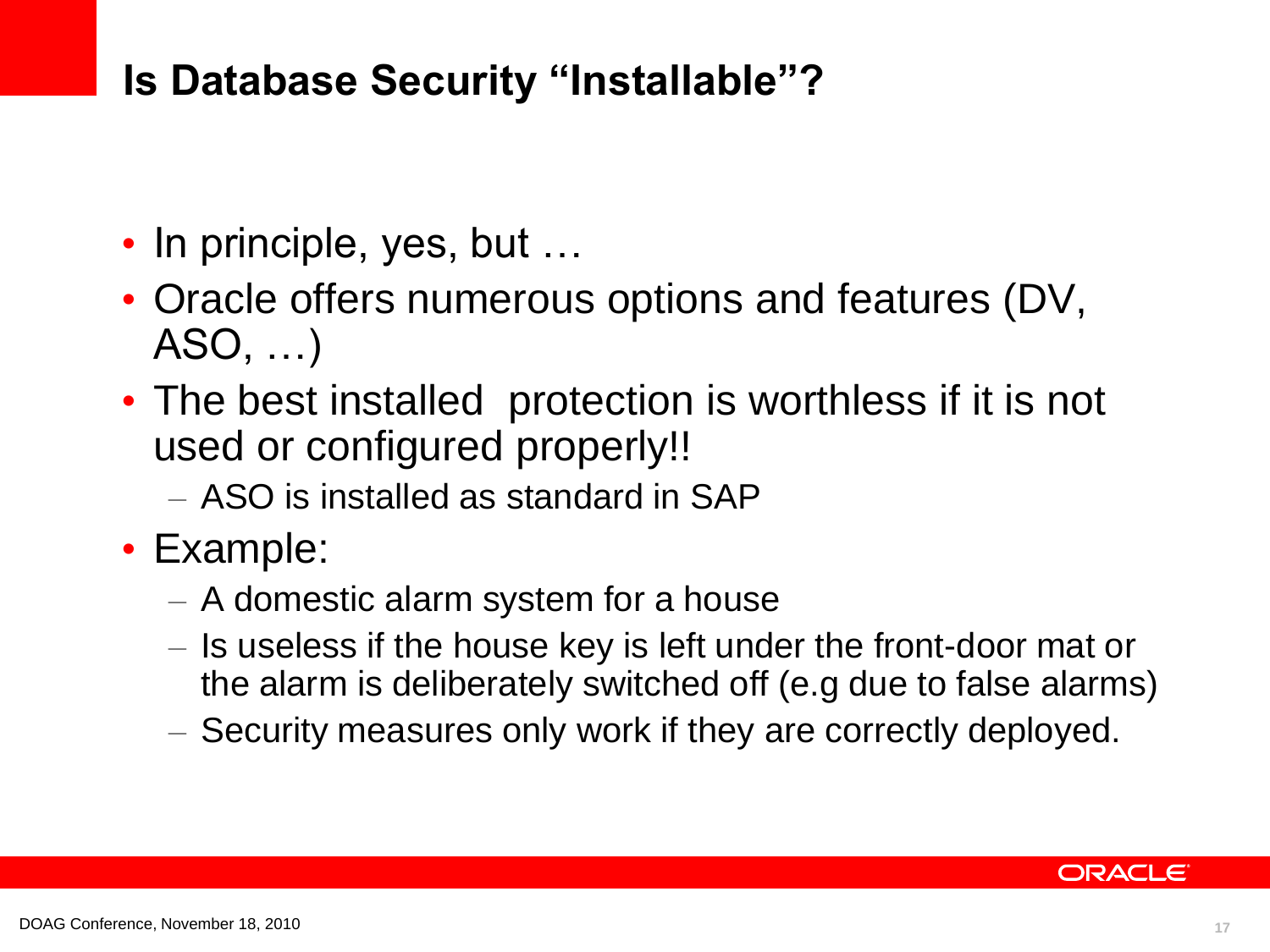# Is Database Security "Installable"?

- In principle, yes, but …
- Oracle offers numerous options and features (DV, ASO, …)
- The best installed  protection is worthless if it is not used or configured properly!!
  - ASO is installed as standard in SAP
- Example:
  - A domestic alarm system for a house
  - Is useless if the house key is left under the front-door mat or the alarm is deliberately switched off (e.g due to false alarms)
  - Security measures only work if they are correctly deployed.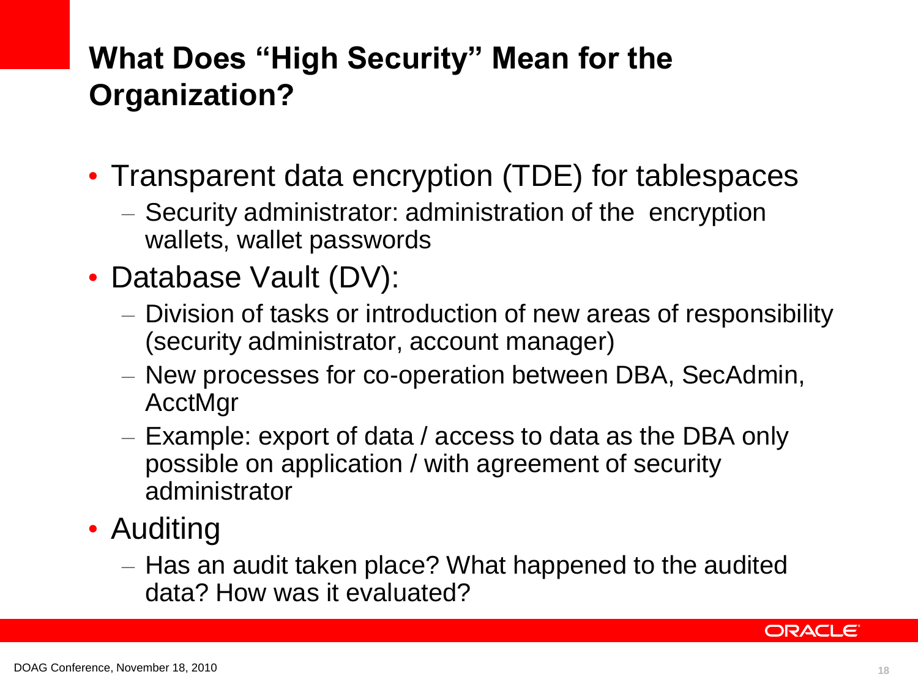# What Does "High Security" Mean for the Organization?

- Transparent data encryption (TDE) for tablespaces
  - Security administrator: administration of the encryption wallets, wallet passwords
- Database Vault (DV):
  - Division of tasks or introduction of new areas of responsibility (security administrator, account manager)
  - New processes for co-operation between DBA, SecAdmin, AcctMgr
  - Example: export of data / access to data as the DBA only possible on application / with agreement of security administrator
- Auditing
  - Has an audit taken place? What happened to the audited data? How was it evaluated?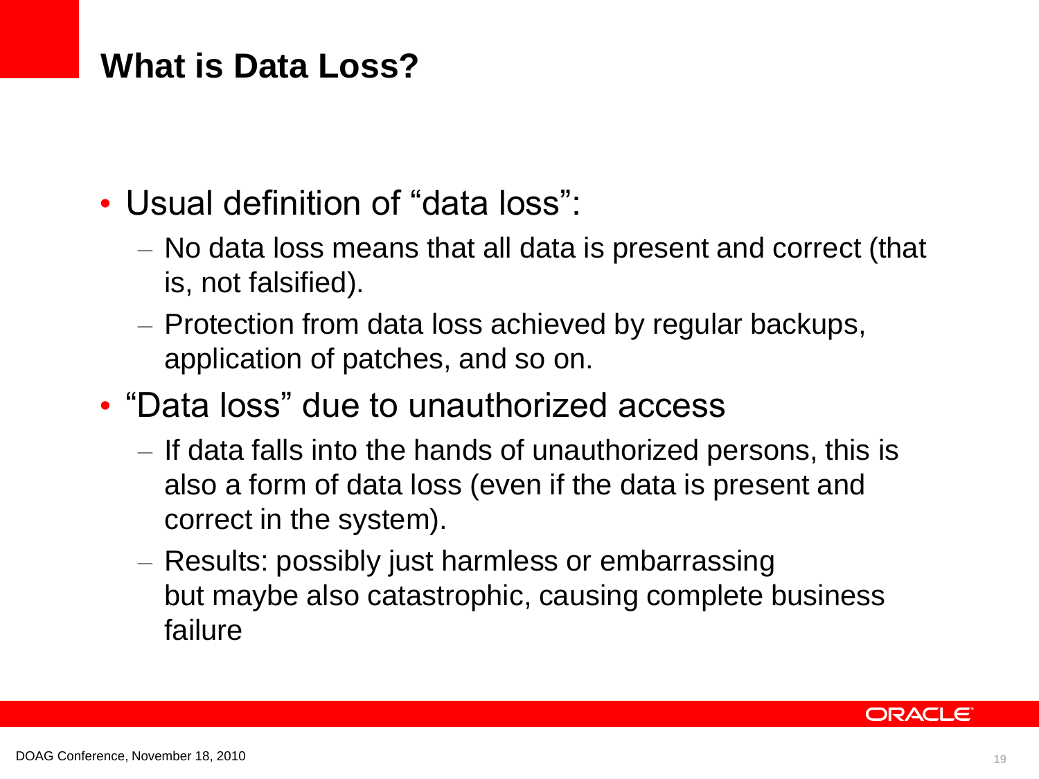# What is Data Loss?

- Usual definition of "data loss":
  - No data loss means that all data is present and correct (that is, not falsified).
  - Protection from data loss achieved by regular backups, application of patches, and so on.
- "Data loss" due to unauthorized access
  - If data falls into the hands of unauthorized persons, this is also a form of data loss (even if the data is present and correct in the system).
  - Results: possibly just harmless or embarrassing but maybe also catastrophic, causing complete business failure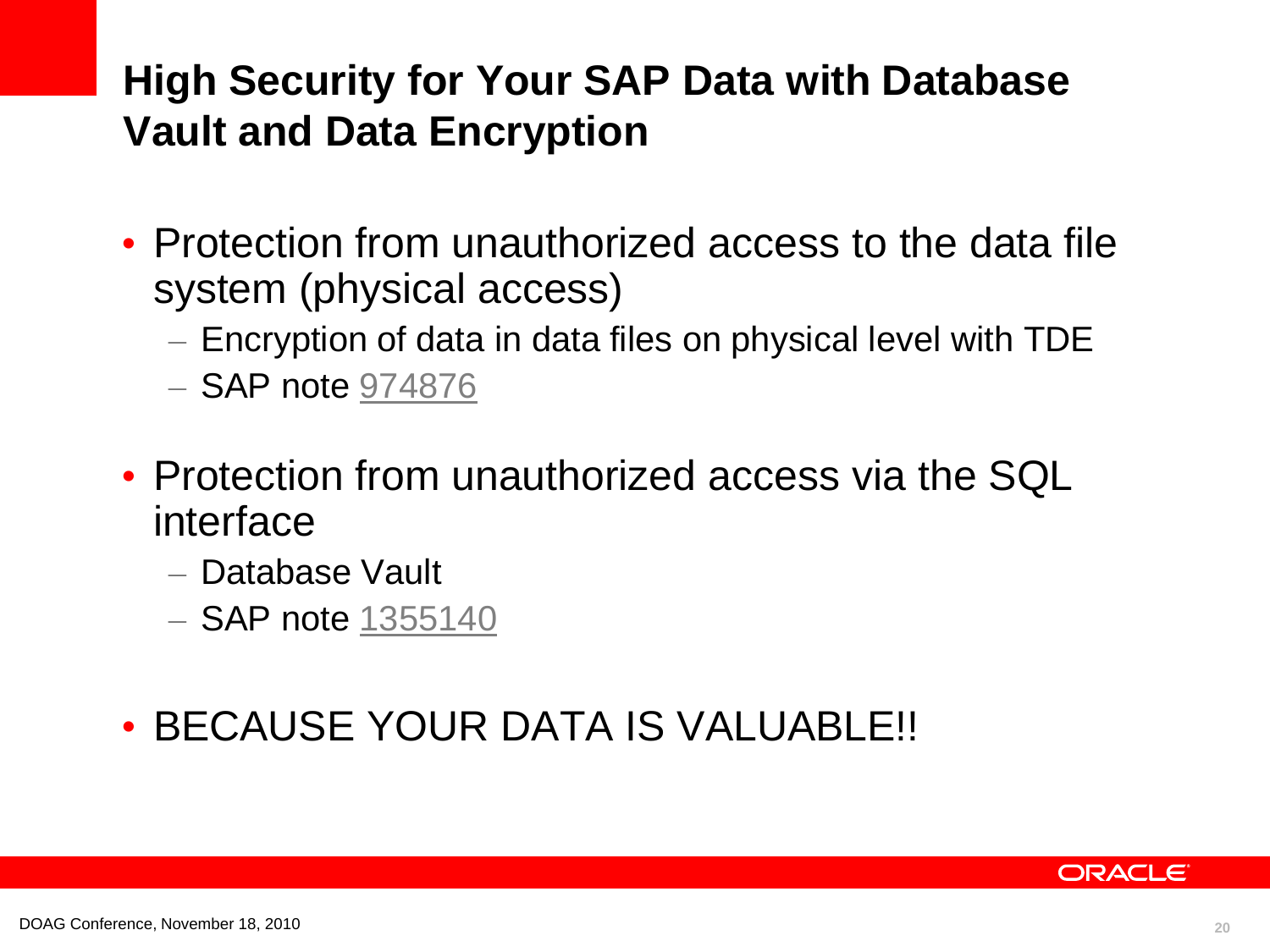# High Security for Your SAP Data with Database Vault and Data Encryption

- Protection from unauthorized access to the data file system (physical access)
  - Encryption of data in data files on physical level with TDE
  - SAP note 974876
- Protection from unauthorized access via the SQL interface
  - Database Vault
  - SAP note 1355140
- BECAUSE YOUR DATA IS VALUABLE!!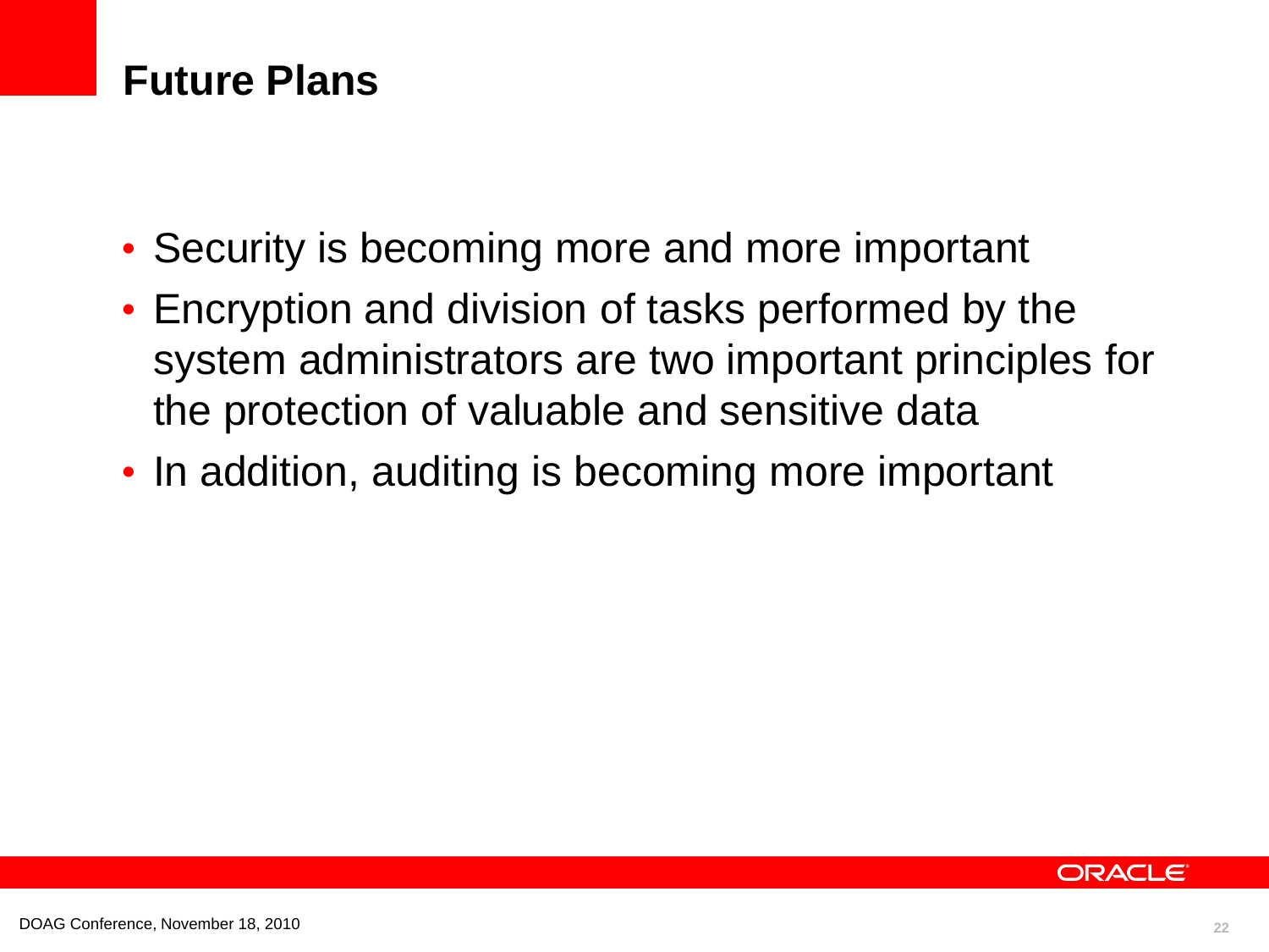# Future Plans

- Security is becoming more and more important
- Encryption and division of tasks performed by the system administrators are two important principles for the protection of valuable and sensitive data
- In addition, auditing is becoming more important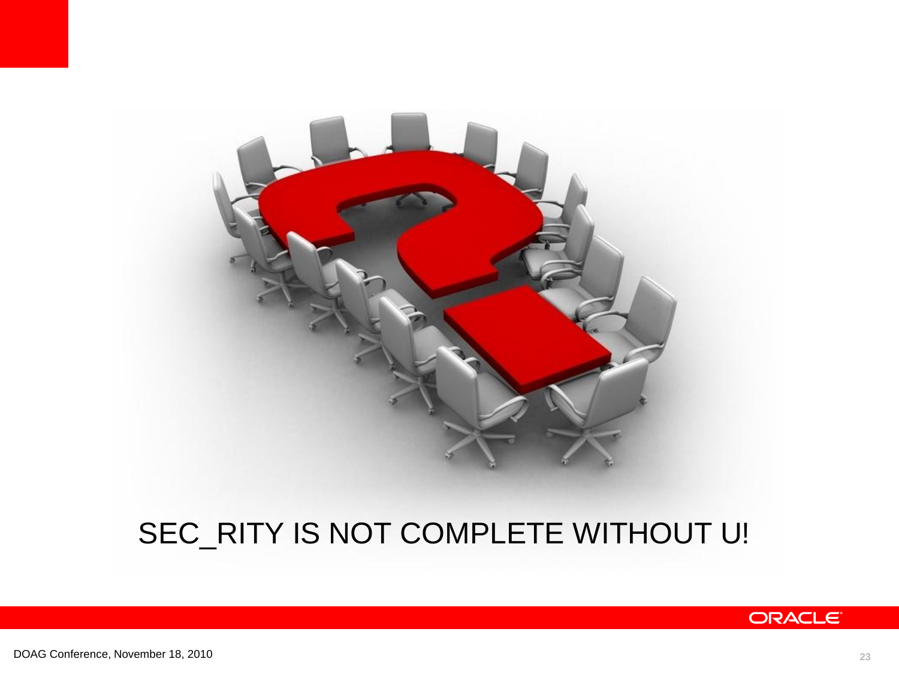SEC_RITY IS NOT COMPLETE WITHOUT U!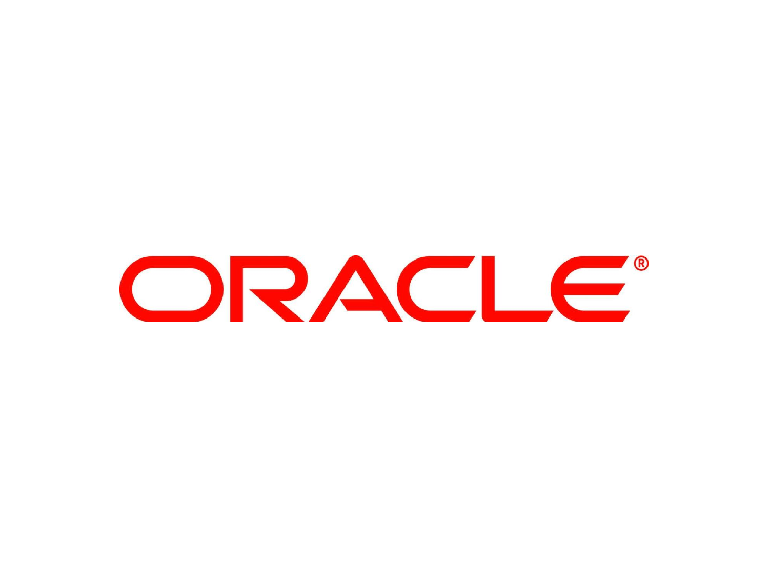ORACLE®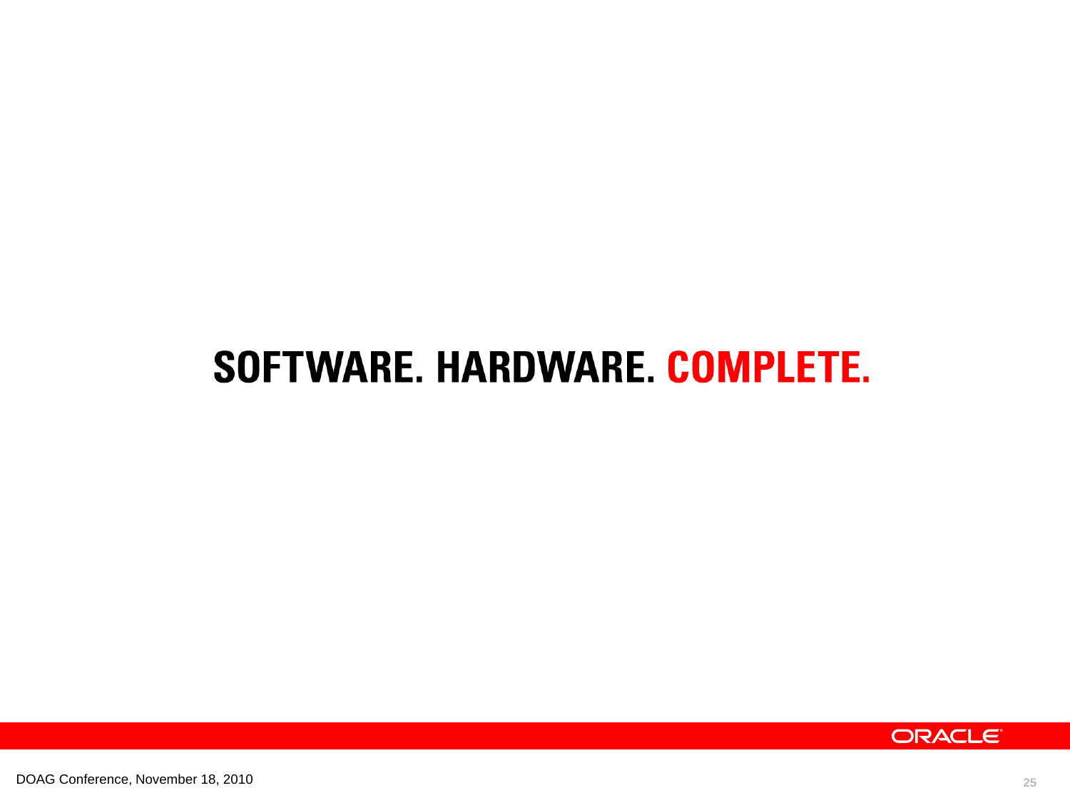# SOFTWARE. HARDWARE. COMPLETE.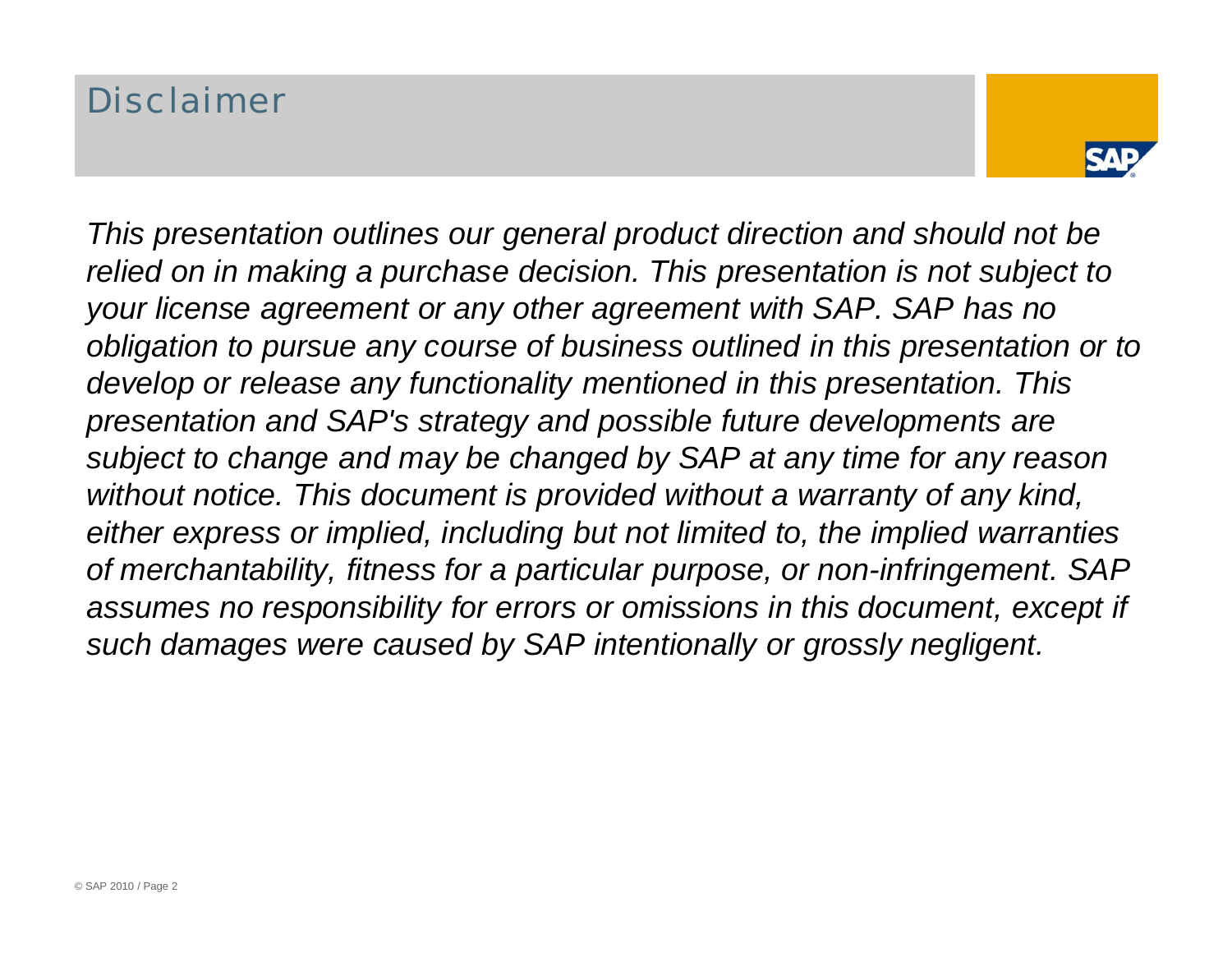# Disclaimer

*This presentation outlines our general product direction and should not be relied on in making a purchase decision. This presentation is not subject to your license agreement or any other agreement with SAP. SAP has no obligation to pursue any course of business outlined in this presentation or to develop or release any functionality mentioned in this presentation. This presentation and SAP's strategy and possible future developments are subject to change and may be changed by SAP at any time for any reason without notice. This document is provided without a warranty of any kind, either express or implied, including but not limited to, the implied warranties of merchantability, fitness for a particular purpose, or non-infringement. SAP assumes no responsibility for errors or omissions in this document, except if such damages were caused by SAP intentionally or grossly negligent.*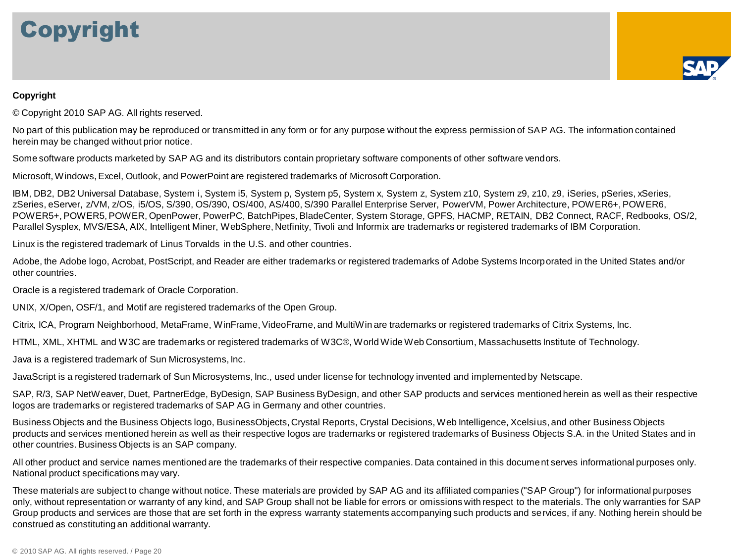# Copyright

**Copyright**

© Copyright 2010 SAP AG. All rights reserved.

No part of this publication may be reproduced or transmitted in any form or for any purpose without the express permission of SAP AG. The information contained herein may be changed without prior notice.

Some software products marketed by SAP AG and its distributors contain proprietary software components of other software vendors.

Microsoft, Windows, Excel, Outlook, and PowerPoint are registered trademarks of Microsoft Corporation.

IBM, DB2, DB2 Universal Database, System i, System i5, System p, System p5, System x, System z, System z10, System z9, z10, z9, iSeries, pSeries, xSeries, zSeries, eServer, z/VM, z/OS, i5/OS, S/390, OS/390, OS/400, AS/400, S/390 Parallel Enterprise Server, PowerVM, Power Architecture, POWER6+, POWER6, POWER5+, POWER5, POWER, OpenPower, PowerPC, BatchPipes, BladeCenter, System Storage, GPFS, HACMP, RETAIN, DB2 Connect, RACF, Redbooks, OS/2, Parallel Sysplex, MVS/ESA, AIX, Intelligent Miner, WebSphere, Netfinity, Tivoli and Informix are trademarks or registered trademarks of IBM Corporation.

Linux is the registered trademark of Linus Torvalds in the U.S. and other countries.

Adobe, the Adobe logo, Acrobat, PostScript, and Reader are either trademarks or registered trademarks of Adobe Systems Incorporated in the United States and/or other countries.

Oracle is a registered trademark of Oracle Corporation.

UNIX, X/Open, OSF/1, and Motif are registered trademarks of the Open Group.

Citrix, ICA, Program Neighborhood, MetaFrame, WinFrame, VideoFrame, and MultiWin are trademarks or registered trademarks of Citrix Systems, Inc.

HTML, XML, XHTML and W3C are trademarks or registered trademarks of W3C®, World Wide Web Consortium, Massachusetts Institute of Technology.

Java is a registered trademark of Sun Microsystems, Inc.

JavaScript is a registered trademark of Sun Microsystems, Inc., used under license for technology invented and implemented by Netscape.

SAP, R/3, SAP NetWeaver, Duet, PartnerEdge, ByDesign, SAP Business ByDesign, and other SAP products and services mentioned herein as well as their respective logos are trademarks or registered trademarks of SAP AG in Germany and other countries.

Business Objects and the Business Objects logo, BusinessObjects, Crystal Reports, Crystal Decisions, Web Intelligence, Xcelsius, and other Business Objects products and services mentioned herein as well as their respective logos are trademarks or registered trademarks of Business Objects S.A. in the United States and in other countries. Business Objects is an SAP company.

All other product and service names mentioned are the trademarks of their respective companies. Data contained in this document serves informational purposes only. National product specifications may vary.

These materials are subject to change without notice. These materials are provided by SAP AG and its affiliated companies ("SAP Group") for informational purposes only, without representation or warranty of any kind, and SAP Group shall not be liable for errors or omissions with respect to the materials. The only warranties for SAP Group products and services are those that are set forth in the express warranty statements accompanying such products and services, if any. Nothing herein should be construed as constituting an additional warranty.